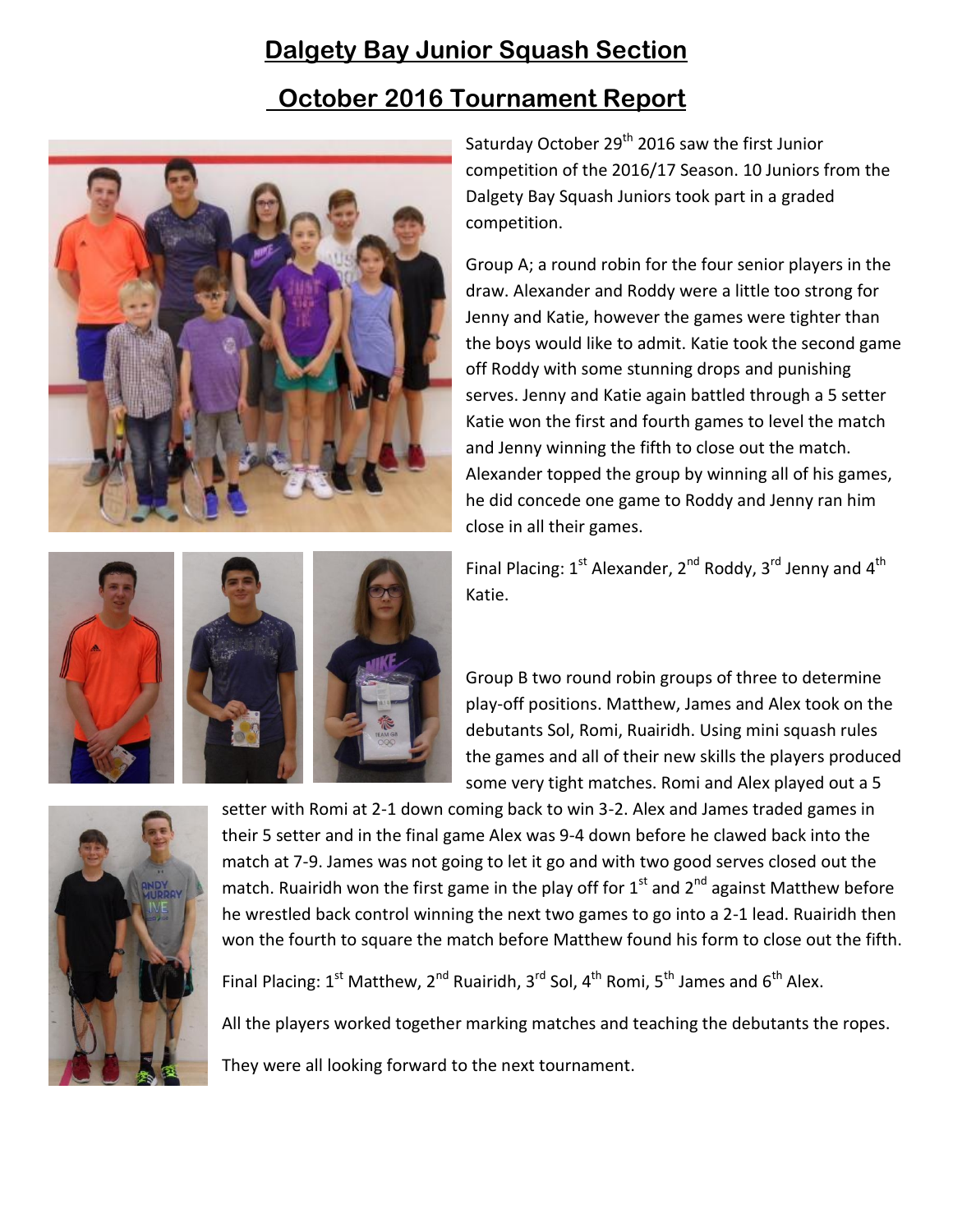# Dalgety Bay Junior Squash Section

## October 2016 Tournament Report

Saturday October 29th 2016 saw the first Junior competition of the 2016/17 Season. 10 Juniors from the Dalgety Bay Squash Juniors took part in a graded competition.

Group A; a round robin for the four senior players in the draw. Alexander and Roddy were a little too strong for Jenny and Katie, however the games were tighter than the boys would like to admit. Katie took the second game off Roddy with some stunning drops and punishing serves. Jenny and Katie again battled through a 5 setter Katie won the first and fourth games to level the match and Jenny winning the fifth to close out the match. Alexander topped the group by winning all of his games, he did concede one game to Roddy and Jenny ran him close in all their games.

Final Placing: 1st Alexander, 2nd Roddy, 3rd Jenny and 4th Katie.

Group B two round robin groups of three to determine play-off positions. Matthew, James and Alex took on the debutants Sol, Romi, Ruairidh. Using mini squash rules the games and all of their new skills the players produced some very tight matches. Romi and Alex played out a 5 setter with Romi at 2-1 down coming back to win 3-2. Alex and James traded games in their 5 setter and in the final game Alex was 9-4 down before he clawed back into the match at 7-9. James was not going to let it go and with two good serves closed out the match. Ruairidh won the first game in the play off for 1st and 2nd against Matthew before he wrestled back control winning the next two games to go into a 2-1 lead. Ruairidh then won the fourth to square the match before Matthew found his form to close out the fifth.

Final Placing: 1st Matthew, 2nd Ruairidh, 3rd Sol, 4th Romi, 5th James and 6th Alex.

All the players worked together marking matches and teaching the debutants the ropes.

They were all looking forward to the next tournament.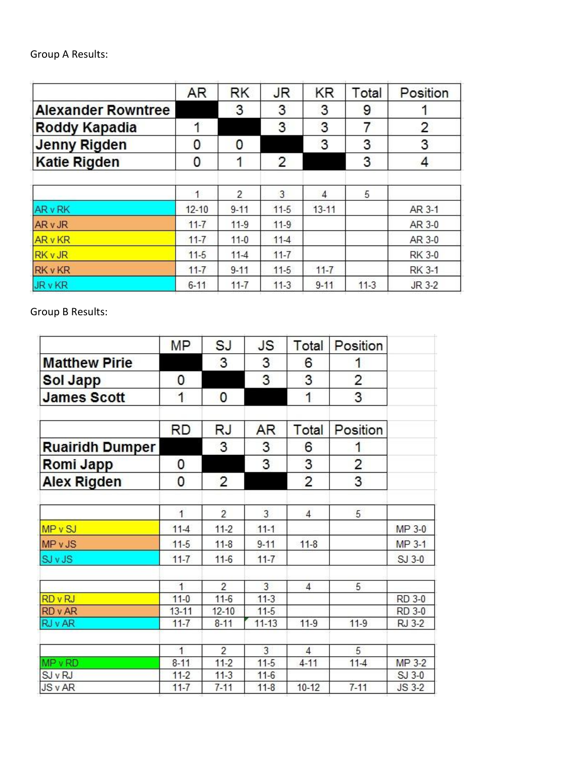Group A Results:

| | AR | RK | JR | KR | Total | Position |
|---|---|---|---|---|---|---|
| **Alexander Rowntree** | | 3 | 3 | 3 | 9 | 1 |
| **Roddy Kapadia** | 1 | | 3 | 3 | 7 | 2 |
| **Jenny Rigden** | 0 | 0 | | 3 | 3 | 3 |
| **Katie Rigden** | 0 | 1 | 2 | | 3 | 4 |

| | 1 | 2 | 3 | 4 | 5 | |
|---|---|---|---|---|---|---|
| AR v RK | 12-10 | 9-11 | 11-5 | 13-11 | | AR 3-1 |
| AR v JR | 11-7 | 11-9 | 11-9 | | | AR 3-0 |
| AR v KR | 11-7 | 11-0 | 11-4 | | | AR 3-0 |
| RK v JR | 11-5 | 11-4 | 11-7 | | | RK 3-0 |
| RK v KR | 11-7 | 9-11 | 11-5 | 11-7 | | RK 3-1 |
| JR v KR | 6-11 | 11-7 | 11-3 | 9-11 | 11-3 | JR 3-2 |

Group B Results:

| | MP | SJ | JS | Total | Position |
|---|---|---|---|---|---|
| **Matthew Pirie** | | 3 | 3 | 6 | 1 |
| **Sol Japp** | 0 | | 3 | 3 | 2 |
| **James Scott** | 1 | 0 | | 1 | 3 |

| | RD | RJ | AR | Total | Position |
|---|---|---|---|---|---|
| **Ruairidh Dumper** | | 3 | 3 | 6 | 1 |
| **Romi Japp** | 0 | | 3 | 3 | 2 |
| **Alex Rigden** | 0 | 2 | | 2 | 3 |

| | 1 | 2 | 3 | 4 | 5 | |
|---|---|---|---|---|---|---|
| MP v SJ | 11-4 | 11-2 | 11-1 | | | MP 3-0 |
| MP v JS | 11-5 | 11-8 | 9-11 | 11-8 | | MP 3-1 |
| SJ v JS | 11-7 | 11-6 | 11-7 | | | SJ 3-0 |

| | 1 | 2 | 3 | 4 | 5 | |
|---|---|---|---|---|---|---|
| RD v RJ | 11-0 | 11-6 | 11-3 | | | RD 3-0 |
| RD v AR | 13-11 | 12-10 | 11-5 | | | RD 3-0 |
| RJ v AR | 11-7 | 8-11 | 11-13 | 11-9 | 11-9 | RJ 3-2 |

| | 1 | 2 | 3 | 4 | 5 | |
|---|---|---|---|---|---|---|
| MP v RD | 8-11 | 11-2 | 11-5 | 4-11 | 11-4 | MP 3-2 |
| SJ v RJ | 11-2 | 11-3 | 11-6 | | | SJ 3-0 |
| JS v AR | 11-7 | 7-11 | 11-8 | 10-12 | 7-11 | JS 3-2 |